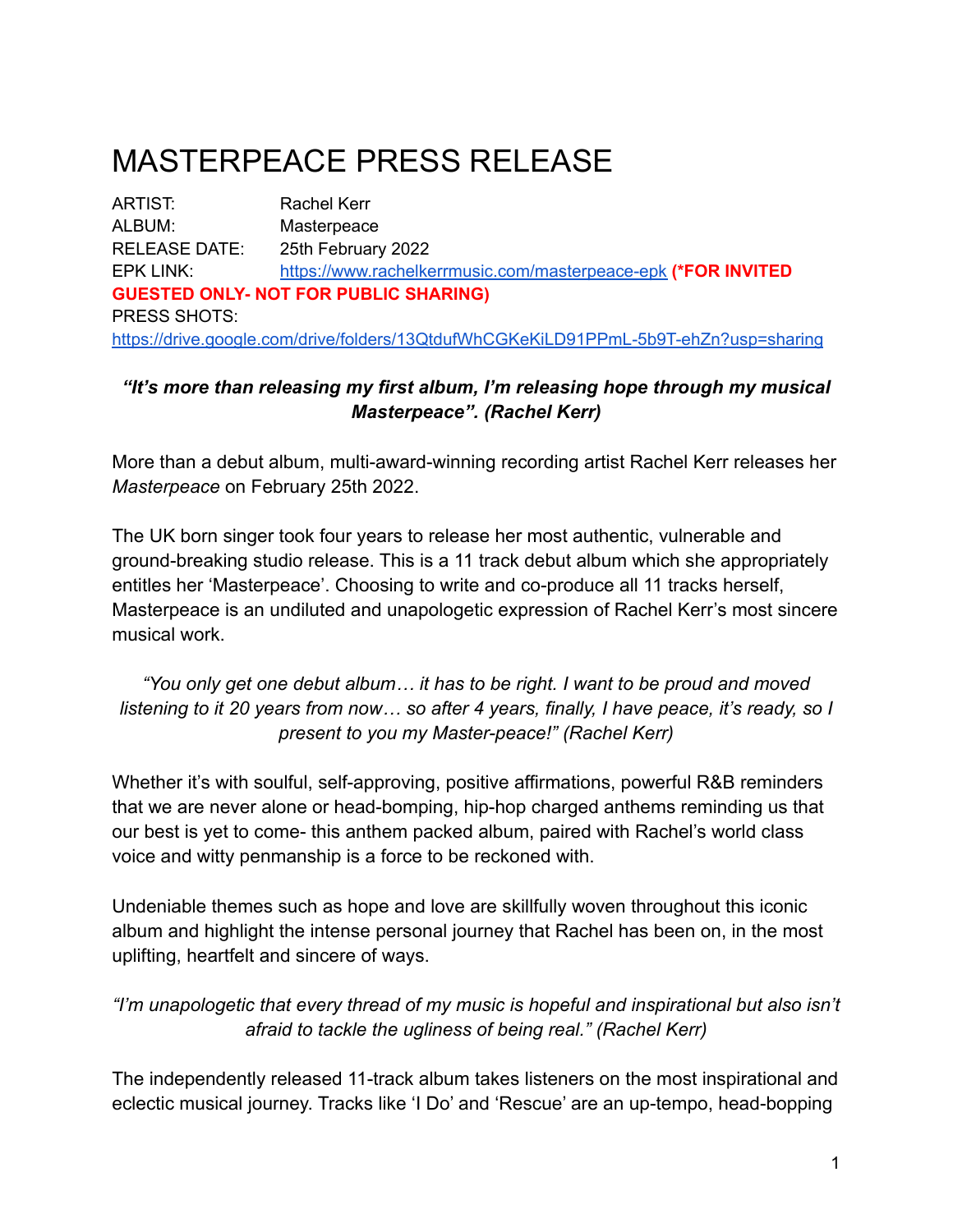# MASTERPEACE PRESS RELEASE

ARTIST: Rachel Kerr
ALBUM: Masterpeace
RELEASE DATE: 25th February 2022
EPK LINK: https://www.rachelkerrmusic.com/masterpeace-epk **(*FOR INVITED GUESTED ONLY- NOT FOR PUBLIC SHARING)**
PRESS SHOTS:
https://drive.google.com/drive/folders/13QtdufWhCGKeKiLD91PPmL-5b9T-ehZn?usp=sharing

***"It's more than releasing my first album, I'm releasing hope through my musical Masterpeace". (Rachel Kerr)***

More than a debut album, multi-award-winning recording artist Rachel Kerr releases her *Masterpeace* on February 25th 2022.

The UK born singer took four years to release her most authentic, vulnerable and ground-breaking studio release. This is a 11 track debut album which she appropriately entitles her 'Masterpeace'. Choosing to write and co-produce all 11 tracks herself, Masterpeace is an undiluted and unapologetic expression of Rachel Kerr's most sincere musical work.

*"You only get one debut album… it has to be right. I want to be proud and moved listening to it 20 years from now… so after 4 years, finally, I have peace, it's ready, so I present to you my Master-peace!" (Rachel Kerr)*

Whether it's with soulful, self-approving, positive affirmations, powerful R&B reminders that we are never alone or head-bomping, hip-hop charged anthems reminding us that our best is yet to come- this anthem packed album, paired with Rachel's world class voice and witty penmanship is a force to be reckoned with.

Undeniable themes such as hope and love are skillfully woven throughout this iconic album and highlight the intense personal journey that Rachel has been on, in the most uplifting, heartfelt and sincere of ways.

*"I'm unapologetic that every thread of my music is hopeful and inspirational but also isn't afraid to tackle the ugliness of being real." (Rachel Kerr)*

The independently released 11-track album takes listeners on the most inspirational and eclectic musical journey. Tracks like 'I Do' and 'Rescue' are an up-tempo, head-bopping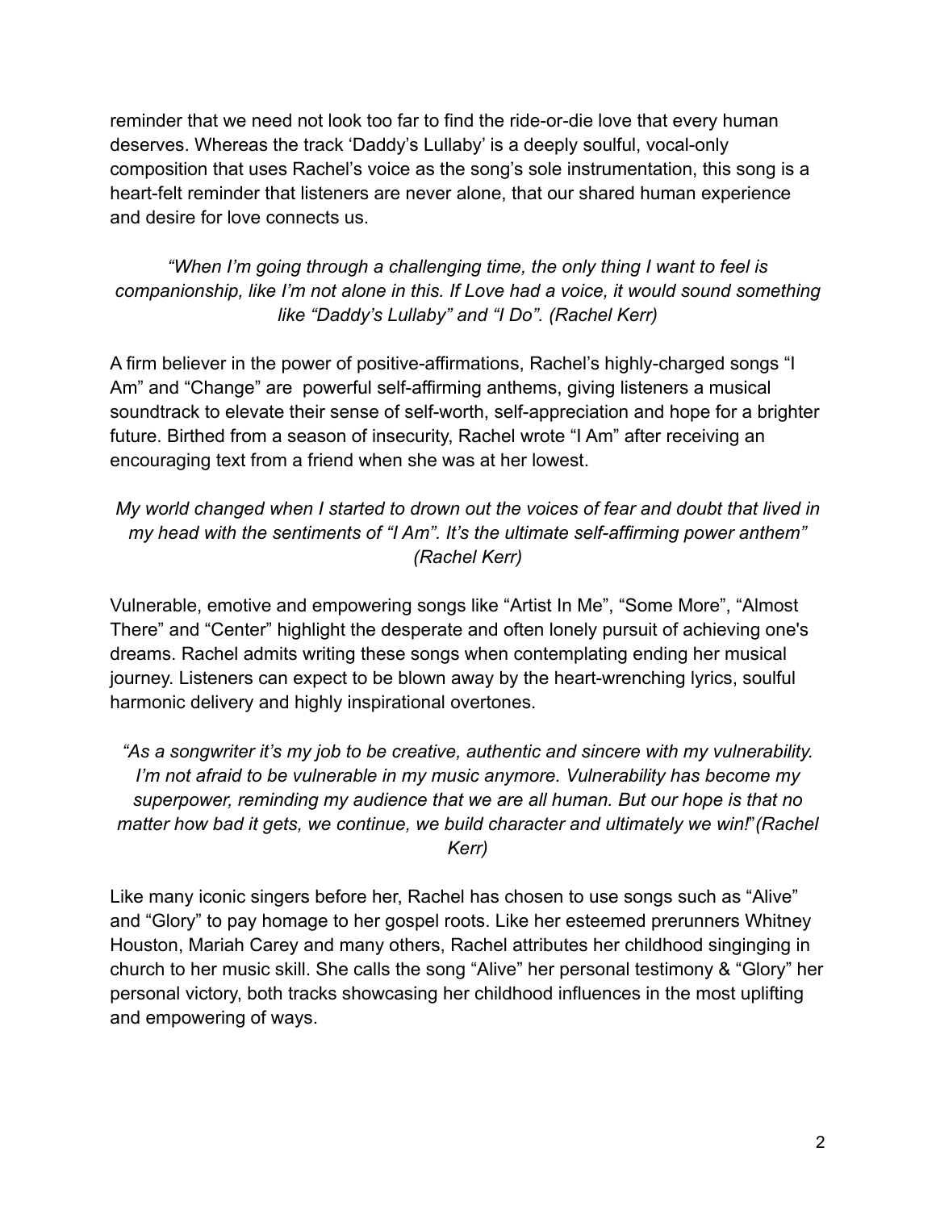reminder that we need not look too far to find the ride-or-die love that every human deserves. Whereas the track 'Daddy's Lullaby' is a deeply soulful, vocal-only composition that uses Rachel's voice as the song's sole instrumentation, this song is a heart-felt reminder that listeners are never alone, that our shared human experience and desire for love connects us.

*"When I'm going through a challenging time, the only thing I want to feel is companionship, like I'm not alone in this. If Love had a voice, it would sound something like "Daddy's Lullaby" and "I Do". (Rachel Kerr)*

A firm believer in the power of positive-affirmations, Rachel's highly-charged songs "I Am" and "Change" are powerful self-affirming anthems, giving listeners a musical soundtrack to elevate their sense of self-worth, self-appreciation and hope for a brighter future. Birthed from a season of insecurity, Rachel wrote "I Am" after receiving an encouraging text from a friend when she was at her lowest.

*My world changed when I started to drown out the voices of fear and doubt that lived in my head with the sentiments of "I Am". It's the ultimate self-affirming power anthem" (Rachel Kerr)*

Vulnerable, emotive and empowering songs like "Artist In Me", "Some More", "Almost There" and "Center" highlight the desperate and often lonely pursuit of achieving one's dreams. Rachel admits writing these songs when contemplating ending her musical journey. Listeners can expect to be blown away by the heart-wrenching lyrics, soulful harmonic delivery and highly inspirational overtones.

*"As a songwriter it's my job to be creative, authentic and sincere with my vulnerability. I'm not afraid to be vulnerable in my music anymore. Vulnerability has become my superpower, reminding my audience that we are all human. But our hope is that no matter how bad it gets, we continue, we build character and ultimately we win!"(Rachel Kerr)*

Like many iconic singers before her, Rachel has chosen to use songs such as "Alive" and "Glory" to pay homage to her gospel roots. Like her esteemed prerunners Whitney Houston, Mariah Carey and many others, Rachel attributes her childhood singinging in church to her music skill. She calls the song "Alive" her personal testimony & "Glory" her personal victory, both tracks showcasing her childhood influences in the most uplifting and empowering of ways.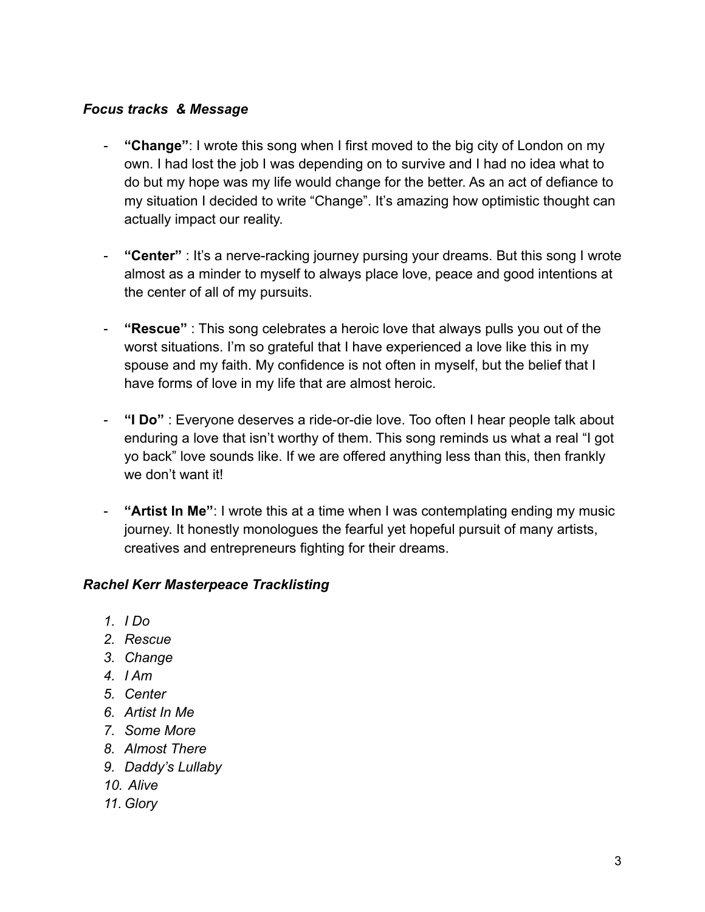### *Focus tracks & Message*

- **"Change"**: I wrote this song when I first moved to the big city of London on my own. I had lost the job I was depending on to survive and I had no idea what to do but my hope was my life would change for the better. As an act of defiance to my situation I decided to write "Change". It's amazing how optimistic thought can actually impact our reality.

- **"Center"** : It's a nerve-racking journey pursing your dreams. But this song I wrote almost as a minder to myself to always place love, peace and good intentions at the center of all of my pursuits.

- **"Rescue"** : This song celebrates a heroic love that always pulls you out of the worst situations. I'm so grateful that I have experienced a love like this in my spouse and my faith. My confidence is not often in myself, but the belief that I have forms of love in my life that are almost heroic.

- **"I Do"** : Everyone deserves a ride-or-die love. Too often I hear people talk about enduring a love that isn't worthy of them. This song reminds us what a real "I got yo back" love sounds like. If we are offered anything less than this, then frankly we don't want it!

- **"Artist In Me"**: I wrote this at a time when I was contemplating ending my music journey. It honestly monologues the fearful yet hopeful pursuit of many artists, creatives and entrepreneurs fighting for their dreams.

### *Rachel Kerr Masterpeace Tracklisting*

1. *I Do*
2. *Rescue*
3. *Change*
4. *I Am*
5. *Center*
6. *Artist In Me*
7. *Some More*
8. *Almost There*
9. *Daddy's Lullaby*
10. *Alive*
11. *Glory*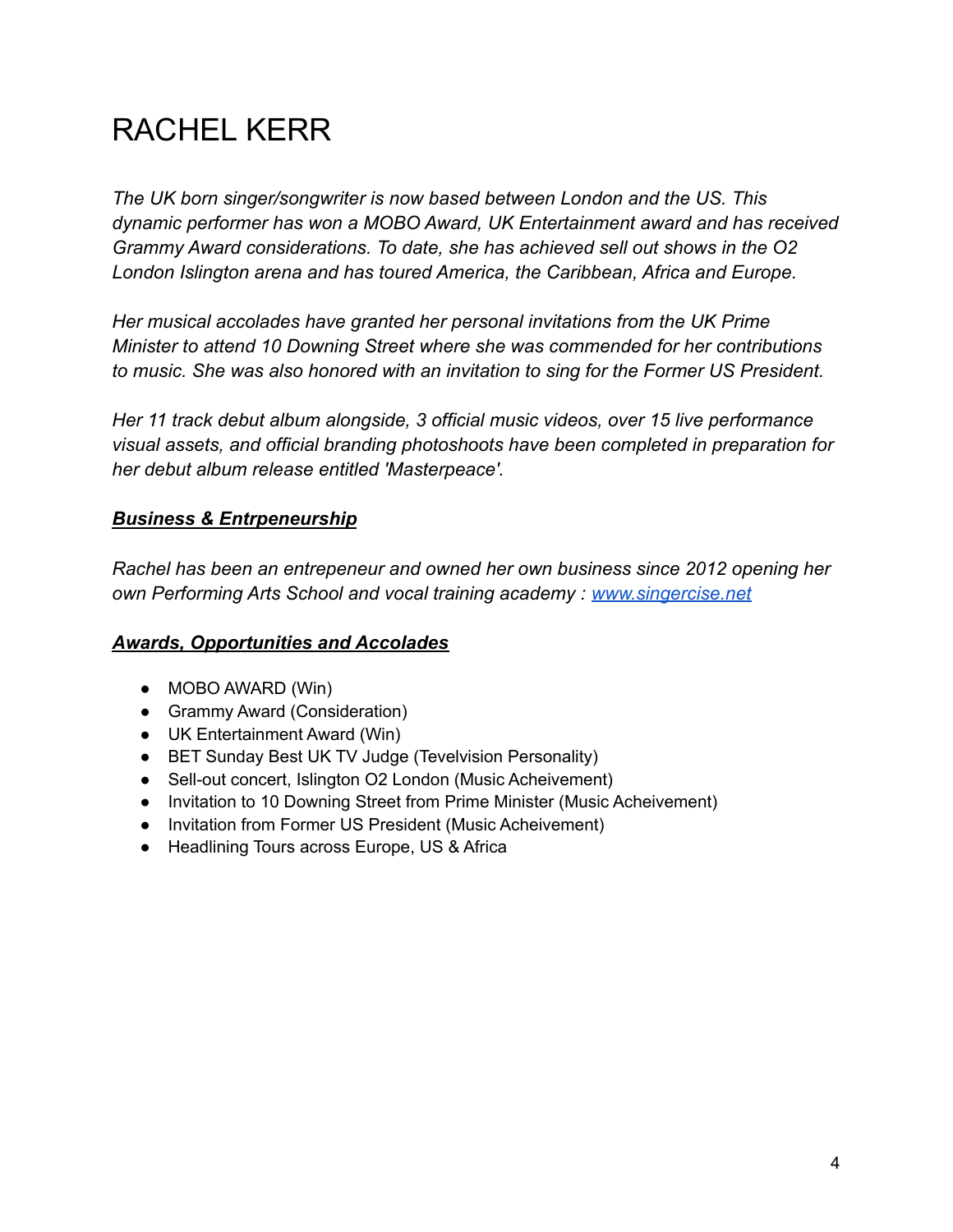# RACHEL KERR

*The UK born singer/songwriter is now based between London and the US. This dynamic performer has won a MOBO Award, UK Entertainment award and has received Grammy Award considerations. To date, she has achieved sell out shows in the O2 London Islington arena and has toured America, the Caribbean, Africa and Europe.*

*Her musical accolades have granted her personal invitations from the UK Prime Minister to attend 10 Downing Street where she was commended for her contributions to music. She was also honored with an invitation to sing for the Former US President.*

*Her 11 track debut album alongside, 3 official music videos, over 15 live performance visual assets, and official branding photoshoots have been completed in preparation for her debut album release entitled 'Masterpeace'.*

***Business & Entrpeneurship***

*Rachel has been an entrepeneur and owned her own business since 2012 opening her own Performing Arts School and vocal training academy : [www.singercise.net](http://www.singercise.net)*

***Awards, Opportunities and Accolades***

- MOBO AWARD (Win)
- Grammy Award (Consideration)
- UK Entertainment Award (Win)
- BET Sunday Best UK TV Judge (Tevelvision Personality)
- Sell-out concert, Islington O2 London (Music Acheivement)
- Invitation to 10 Downing Street from Prime Minister (Music Acheivement)
- Invitation from Former US President (Music Acheivement)
- Headlining Tours across Europe, US & Africa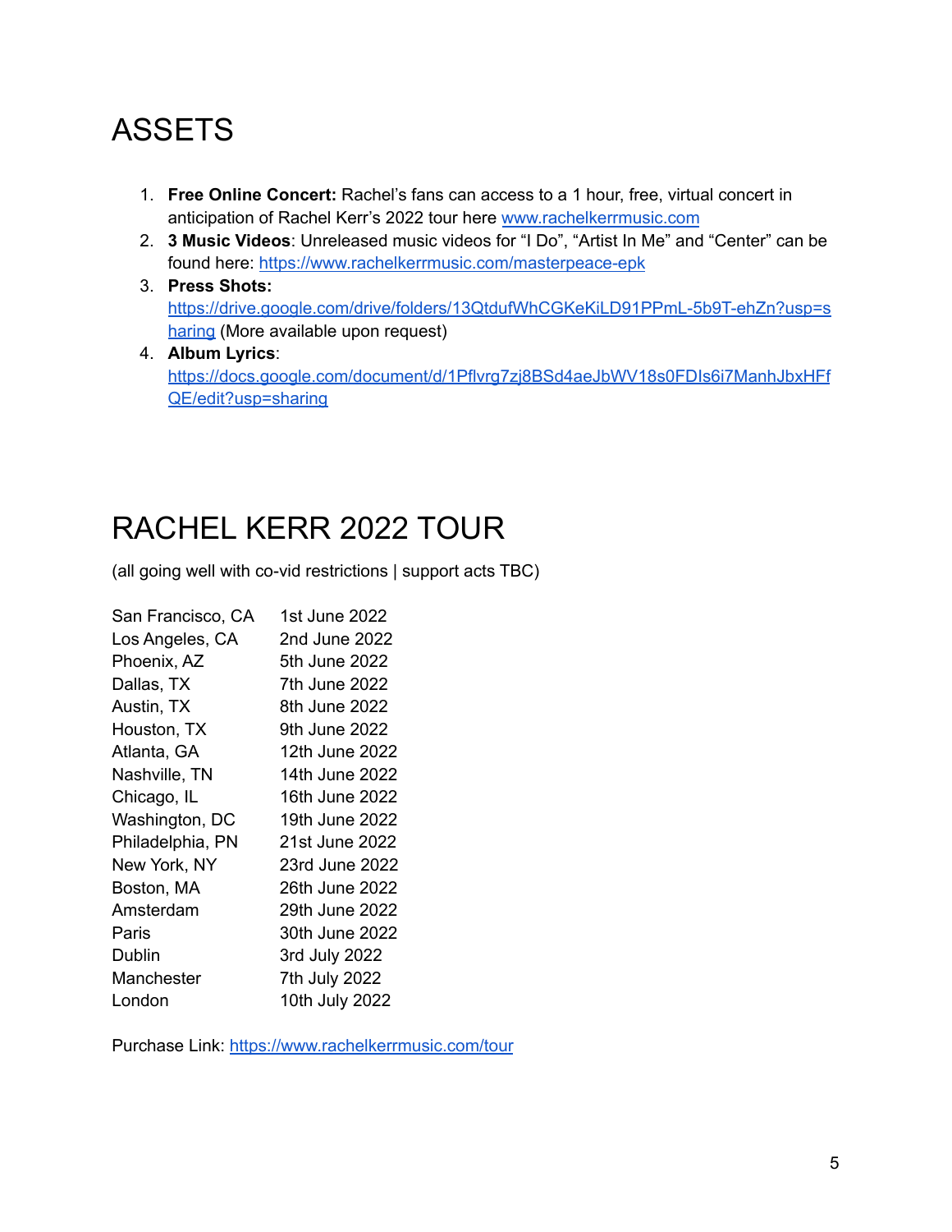# ASSETS

1. **Free Online Concert:** Rachel's fans can access to a 1 hour, free, virtual concert in anticipation of Rachel Kerr's 2022 tour here [www.rachelkerrmusic.com](www.rachelkerrmusic.com)
2. **3 Music Videos**: Unreleased music videos for "I Do", "Artist In Me" and "Center" can be found here: [https://www.rachelkerrmusic.com/masterpeace-epk](https://www.rachelkerrmusic.com/masterpeace-epk)
3. **Press Shots:** [https://drive.google.com/drive/folders/13QtdufWhCGKeKiLD91PPmL-5b9T-ehZn?usp=sharing](https://drive.google.com/drive/folders/13QtdufWhCGKeKiLD91PPmL-5b9T-ehZn?usp=sharing) (More available upon request)
4. **Album Lyrics**: [https://docs.google.com/document/d/1Pflvrg7zj8BSd4aeJbWV18s0FDIs6i7ManhJbxHFfQE/edit?usp=sharing](https://docs.google.com/document/d/1Pflvrg7zj8BSd4aeJbWV18s0FDIs6i7ManhJbxHFfQE/edit?usp=sharing)

# RACHEL KERR 2022 TOUR

(all going well with co-vid restrictions | support acts TBC)

| | |
|---|---|
| San Francisco, CA | 1st June 2022 |
| Los Angeles, CA | 2nd June 2022 |
| Phoenix, AZ | 5th June 2022 |
| Dallas, TX | 7th June 2022 |
| Austin, TX | 8th June 2022 |
| Houston, TX | 9th June 2022 |
| Atlanta, GA | 12th June 2022 |
| Nashville, TN | 14th June 2022 |
| Chicago, IL | 16th June 2022 |
| Washington, DC | 19th June 2022 |
| Philadelphia, PN | 21st June 2022 |
| New York, NY | 23rd June 2022 |
| Boston, MA | 26th June 2022 |
| Amsterdam | 29th June 2022 |
| Paris | 30th June 2022 |
| Dublin | 3rd July 2022 |
| Manchester | 7th July 2022 |
| London | 10th July 2022 |

Purchase Link: [https://www.rachelkerrmusic.com/tour](https://www.rachelkerrmusic.com/tour)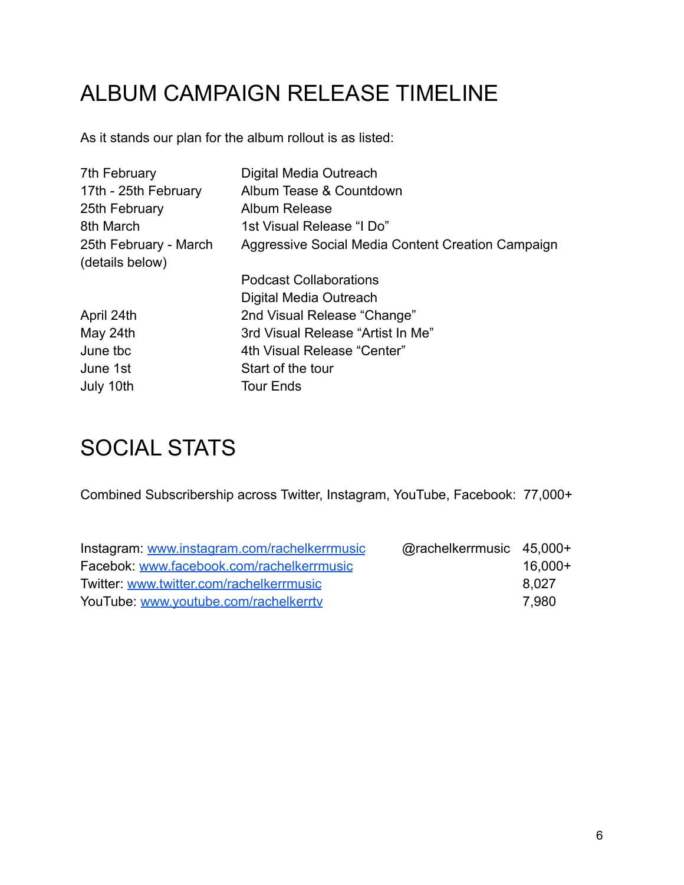# ALBUM CAMPAIGN RELEASE TIMELINE

As it stands our plan for the album rollout is as listed:

| | |
|---|---|
| 7th February | Digital Media Outreach |
| 17th - 25th February | Album Tease & Countdown |
| 25th February | Album Release |
| 8th March | 1st Visual Release "I Do" |
| 25th February - March (details below) | Aggressive Social Media Content Creation Campaign |
| | Podcast Collaborations |
| | Digital Media Outreach |
| April 24th | 2nd Visual Release "Change" |
| May 24th | 3rd Visual Release "Artist In Me" |
| June tbc | 4th Visual Release "Center" |
| June 1st | Start of the tour |
| July 10th | Tour Ends |

# SOCIAL STATS

Combined Subscribership across Twitter, Instagram, YouTube, Facebook: 77,000+

| | | |
|---|---|---|
| Instagram: [www.instagram.com/rachelkerrmusic](http://www.instagram.com/rachelkerrmusic) | @rachelkerrmusic | 45,000+ |
| Facebook: [www.facebook.com/rachelkerrmusic](http://www.facebook.com/rachelkerrmusic) | | 16,000+ |
| Twitter: [www.twitter.com/rachelkerrmusic](http://www.twitter.com/rachelkerrmusic) | | 8,027 |
| YouTube: [www.youtube.com/rachelkerrtv](http://www.youtube.com/rachelkerrtv) | | 7,980 |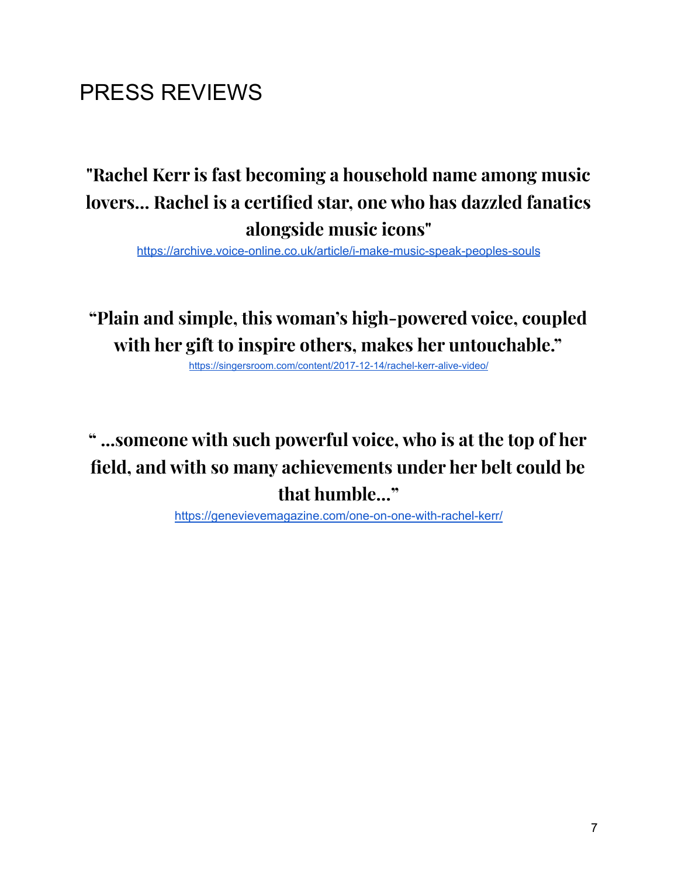# PRESS REVIEWS

**"Rachel Kerr is fast becoming a household name among music lovers... Rachel is a certified star, one who has dazzled fanatics alongside music icons"**

https://archive.voice-online.co.uk/article/i-make-music-speak-peoples-souls

**“Plain and simple, this woman’s high-powered voice, coupled with her gift to inspire others, makes her untouchable.”**

https://singersroom.com/content/2017-12-14/rachel-kerr-alive-video/

**“ ...someone with such powerful voice, who is at the top of her field, and with so many achievements under her belt could be that humble...”**

https://genevievemagazine.com/one-on-one-with-rachel-kerr/